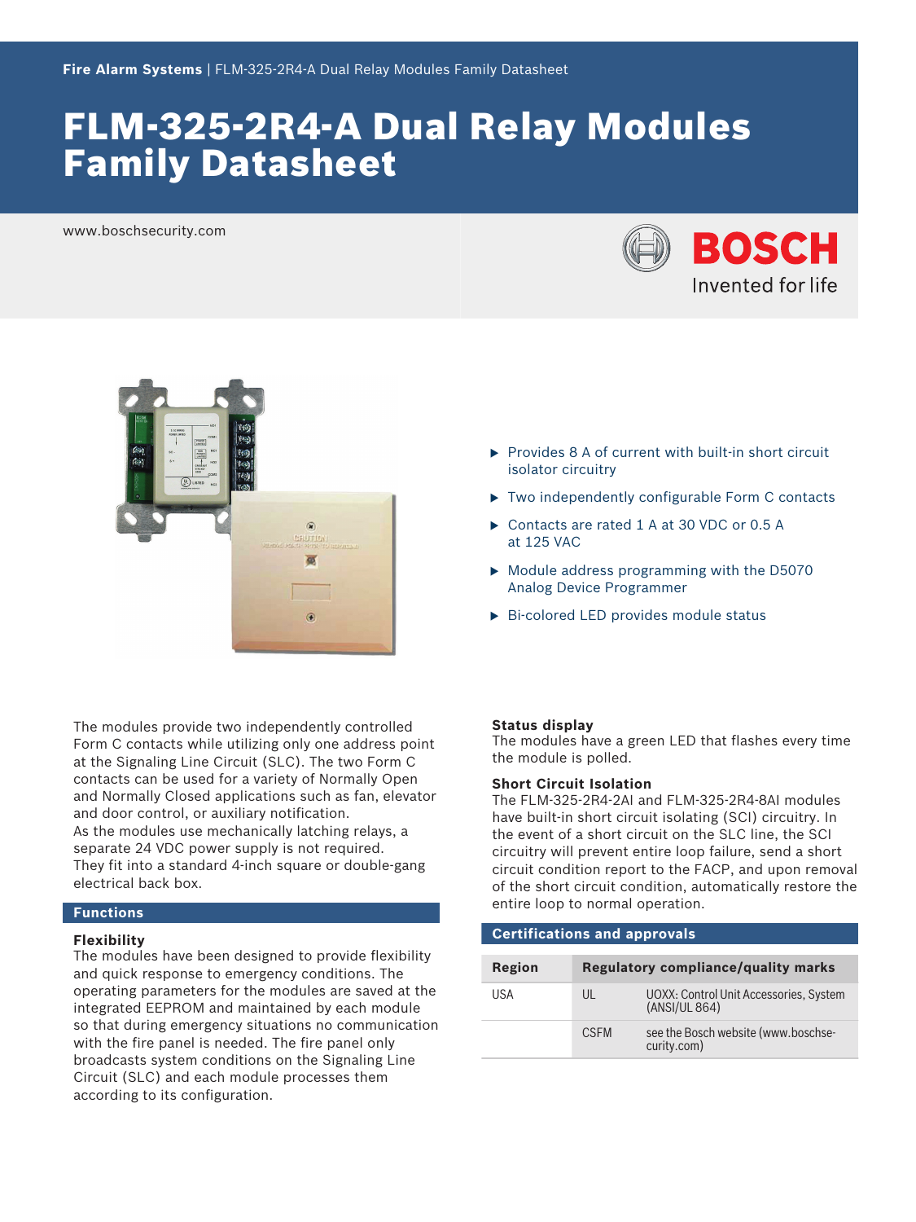Fire Alarm Systems | FLM-325-2R4-A Dual Relay Modules Family Datasheet

# FLM-325-2R4-A Dual Relay Modules Family Datasheet

www.boschsecurity.com

- Provides 8 A of current with built-in short circuit isolator circuitry
- Two independently configurable Form C contacts
- Contacts are rated 1 A at 30 VDC or 0.5 A at 125 VAC
- Module address programming with the D5070 Analog Device Programmer
- Bi-colored LED provides module status

The modules provide two independently controlled Form C contacts while utilizing only one address point at the Signaling Line Circuit (SLC). The two Form C contacts can be used for a variety of Normally Open and Normally Closed applications such as fan, elevator and door control, or auxiliary notification.
As the modules use mechanically latching relays, a separate 24 VDC power supply is not required.
They fit into a standard 4-inch square or double-gang electrical back box.

## Functions

### Flexibility

The modules have been designed to provide flexibility and quick response to emergency conditions. The operating parameters for the modules are saved at the integrated EEPROM and maintained by each module so that during emergency situations no communication with the fire panel is needed. The fire panel only broadcasts system conditions on the Signaling Line Circuit (SLC) and each module processes them according to its configuration.

### Status display

The modules have a green LED that flashes every time the module is polled.

### Short Circuit Isolation

The FLM-325-2R4-2AI and FLM-325-2R4-8AI modules have built-in short circuit isolating (SCI) circuitry. In the event of a short circuit on the SLC line, the SCI circuitry will prevent entire loop failure, send a short circuit condition report to the FACP, and upon removal of the short circuit condition, automatically restore the entire loop to normal operation.

## Certifications and approvals

| Region | Regulatory compliance/quality marks | |
|---|---|---|
| USA | UL | UOXX: Control Unit Accessories, System (ANSI/UL 864) |
| | CSFM | see the Bosch website (www.boschsecurity.com) |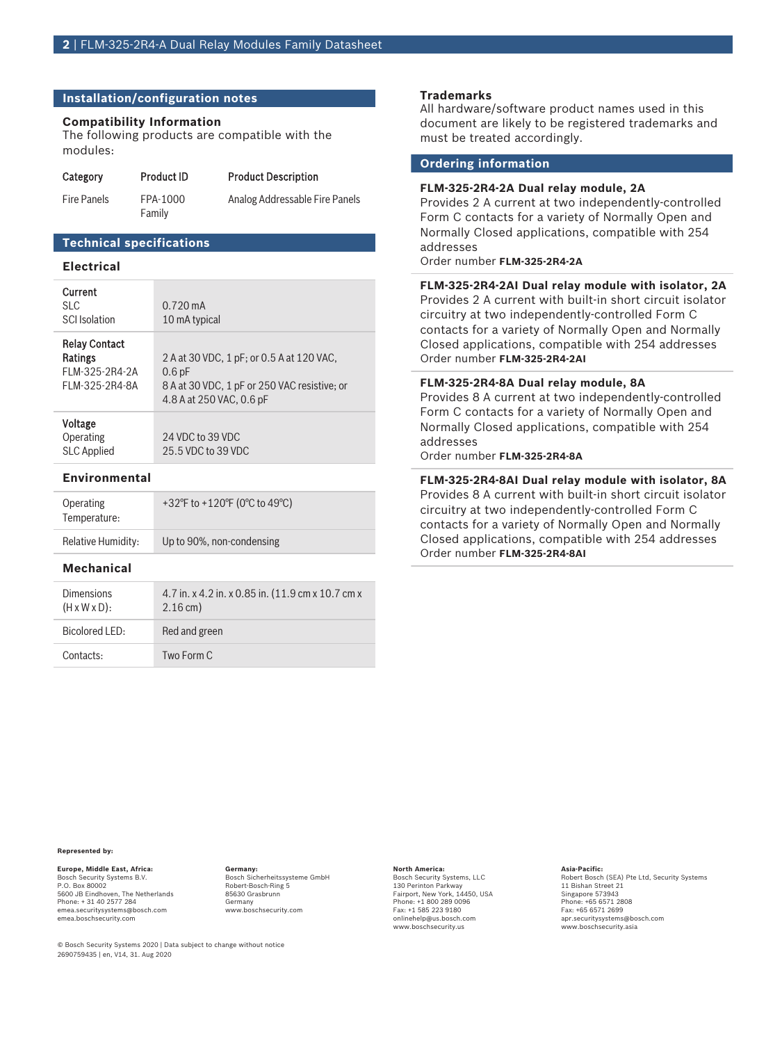## Installation/configuration notes

### Compatibility Information

The following products are compatible with the modules:

| Category | Product ID | Product Description |
| --- | --- | --- |
| Fire Panels | FPA-1000 Family | Analog Addressable Fire Panels |

## Technical specifications

### Electrical

| | |
| --- | --- |
| **Current**<br>SLC<br>SCI Isolation | <br>0.720 mA<br>10 mA typical |
| **Relay Contact Ratings**<br>FLM-325-2R4-2A<br>FLM-325-2R4-8A | 2 A at 30 VDC, 1 pF; or 0.5 A at 120 VAC, 0.6 pF<br>8 A at 30 VDC, 1 pF or 250 VAC resistive; or 4.8 A at 250 VAC, 0.6 pF |
| **Voltage**<br>Operating<br>SLC Applied | <br>24 VDC to 39 VDC<br>25.5 VDC to 39 VDC |

### Environmental

| | |
| --- | --- |
| Operating Temperature: | +32°F to +120°F (0°C to 49°C) |
| Relative Humidity: | Up to 90%, non-condensing |

### Mechanical

| | |
| --- | --- |
| Dimensions (H x W x D): | 4.7 in. x 4.2 in. x 0.85 in. (11.9 cm x 10.7 cm x 2.16 cm) |
| Bicolored LED: | Red and green |
| Contacts: | Two Form C |

### Trademarks

All hardware/software product names used in this document are likely to be registered trademarks and must be treated accordingly.

## Ordering information

**FLM-325-2R4-2A Dual relay module, 2A**

Provides 2 A current at two independently-controlled Form C contacts for a variety of Normally Open and Normally Closed applications, compatible with 254 addresses

Order number **FLM-325-2R4-2A**

**FLM-325-2R4-2AI Dual relay module with isolator, 2A**

Provides 2 A current with built-in short circuit isolator circuitry at two independently-controlled Form C contacts for a variety of Normally Open and Normally Closed applications, compatible with 254 addresses

Order number **FLM-325-2R4-2AI**

**FLM-325-2R4-8A Dual relay module, 8A**

Provides 8 A current at two independently-controlled Form C contacts for a variety of Normally Open and Normally Closed applications, compatible with 254 addresses

Order number **FLM-325-2R4-8A**

**FLM-325-2R4-8AI Dual relay module with isolator, 8A**

Provides 8 A current with built-in short circuit isolator circuitry at two independently-controlled Form C contacts for a variety of Normally Open and Normally Closed applications, compatible with 254 addresses

Order number **FLM-325-2R4-8AI**

**Represented by:**

**Europe, Middle East, Africa:**
Bosch Security Systems B.V.
P.O. Box 80002
5600 JB Eindhoven, The Netherlands
Phone: + 31 40 2577 284
emea.securitysystems@bosch.com
emea.boschsecurity.com

**Germany:**
Bosch Sicherheitssysteme GmbH
Robert-Bosch-Ring 5
85630 Grasbrunn
Germany
www.boschsecurity.com

**North America:**
Bosch Security Systems, LLC
130 Perinton Parkway
Fairport, New York, 14450, USA
Phone: +1 800 289 0096
Fax: +1 585 223 9180
onlinehelp@us.bosch.com
www.boschsecurity.us

**Asia-Pacific:**
Robert Bosch (SEA) Pte Ltd, Security Systems
11 Bishan Street 21
Singapore 573943
Phone: +65 6571 2808
Fax: +65 6571 2699
apr.securitysystems@bosch.com
www.boschsecurity.asia

© Bosch Security Systems 2020 | Data subject to change without notice
2690759435 | en, V14, 31. Aug 2020